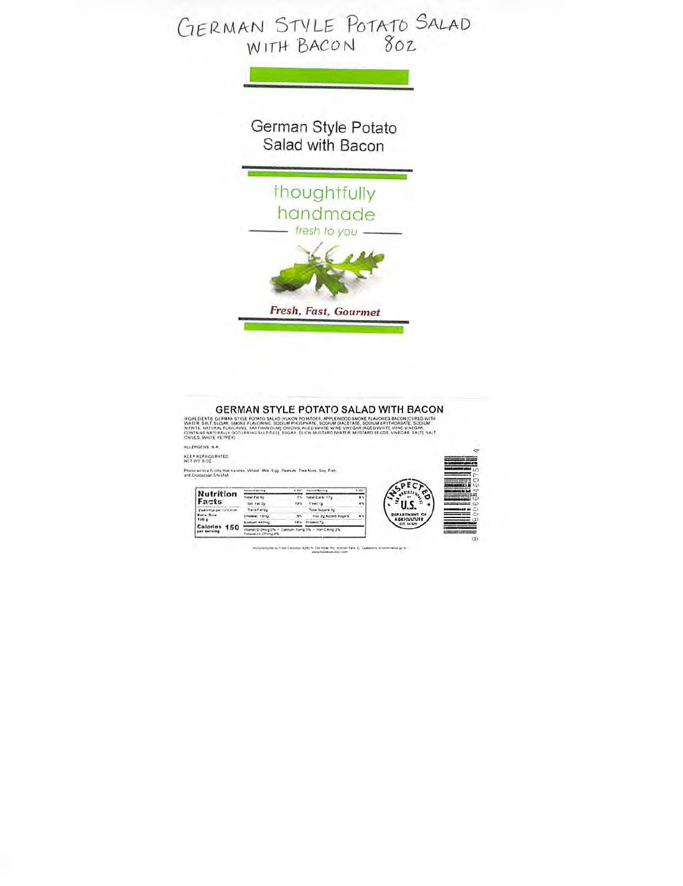GERMAN STYLE POTATO SALAD WITH BACON 8OZ

German Style Potato Salad with Bacon

thoughtfully handmade

*fresh to you*

***Fresh, Fast, Gourmet***

## GERMAN STYLE POTATO SALAD WITH BACON

INGREDIENTS: GERMAN STYLE POTATO SALAD (YUKON POTATOES, APPLEWOOD SMOKE FLAVORED BACON [CURED WITH WATER, SALT, SUGAR, SMOKE FLAVORING, SODIUM PHOSPHATE, SODIUM DIACETATE, SODIUM ERYTHORBATE, SODIUM NITRITE, NATURAL FLAVORING, XANTHAN GUM], ONIONS, AGED WHITE WINE VINEGAR [AGED WHITE WINE VINEGAR, CONTAINS NATURALLY OCCURRING SULFITES], SUGAR, DIJON MUSTARD [WATER, MUSTARD SEEDS, VINEGAR, SALT], SALT, CHIVES, WHITE PEPPER)

ALLERGENS: N.A.

KEEP REFRIGERATED
NET WT 8 OZ

Produced in a facility that handles: Wheat, Milk, Egg, Peanuts, Tree Nuts, Soy, Fish, and Crustacean Shellfish

**Nutrition Facts**

2 servings per container
Serv. Size 160 g

**Calories 150** per serving

| Amount/Serving | % DV* | Amount/Serving | % DV* |
|---|---|---|---|
| Total Fat 5g | 7% | Total Carb. 17g | 6% |
| Sat. Fat 2g | 10% | Fiber 1g | 4% |
| Trans Fat 0g | | Total Sugars 4g | |
| Cholest. 15mg | 5% | Incl. 2g Added Sugars | 4% |
| Sodium 440mg | 19% | Protein 7g | |

Vitamin D 0mcg 0% • Calcium 10mg 0% • Iron 0.4mg 2% Potassium 270mg 6%

INSPECTED FOR WHOLESOMENESS BY U.S. DEPARTMENT OF AGRICULTURE EST. 34509

8 00654 60075 4

Manufactured by Fresh Execution 4280 N. Old River Rd., Schiller Park, IL. Questions or comments go to www.freshexecution.com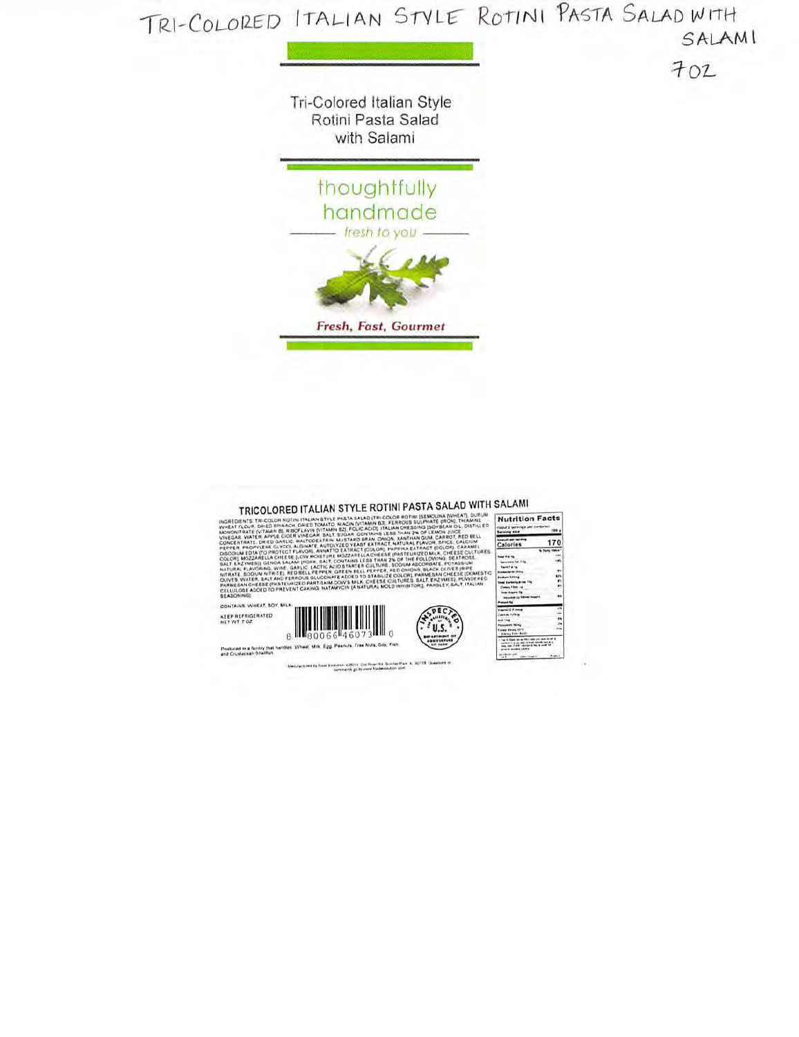TRI-COLORED ITALIAN STYLE ROTINI PASTA SALAD WITH SALAMI

7OZ

Tri-Colored Italian Style Rotini Pasta Salad with Salami

thoughtfully handmade

fresh to you

*Fresh, Fast, Gourmet*

## TRICOLORED ITALIAN STYLE ROTINI PASTA SALAD WITH SALAMI

INGREDIENTS: TRI-COLOR ROTINI ITALIAN STYLE PASTA SALAD (TRI-COLOR ROTINI [SEMOLINA (WHEAT), DURUM WHEAT FLOUR, DRIED SPINACH, DRIED TOMATO, NIACIN (VITAMIN B3), FERROUS SULPHATE (IRON), THIAMINE MONONITRATE (VITAMIN B), RIBOFLAVIN (VITAMIN B2), FOLIC ACID], ITALIAN DRESSING [SOYBEAN OIL, DISTILLED VINEGAR, WATER, APPLE CIDER VINEGAR, SALT, SUGAR, CONTAINS LESS THAN 2% OF LEMON JUICE CONCENTRATE, DRIED GARLIC, MALTODEXTRIN, MUSTARD BRAN, ONION, XANTHAN GUM, CARROT, RED BELL PEPPER, PROPYLENE GLYCOL ALGINATE, AUTOLYZED YEAST EXTRACT, NATURAL FLAVOR, SPICE, CALCIUM DISODIUM EDTA (TO PROTECT FLAVOR), ANNATTO EXTRACT (COLOR), PAPRIKA EXTRACT (COLOR), CARAMEL COLOR], MOZZARELLA CHEESE [LOW MOISTURE MOZZARELLA CHEESE (PASTEURIZED MILK, CHEESE CULTURES, SALT, ENZYMES)], GENOA SALAMI (PORK, SALT, CONTAINS LESS THAN 2% OF THE FOLLOWING: DEXTROSE, NATURAL FLAVORING, WINE, GARLIC, LACTIC ACID STARTER CULTURE, SODIUM ASCORBATE, POTASSIUM NITRATE, SODIUM NITRITE), RED BELL PEPPER, GREEN BELL PEPPER, RED ONIONS, BLACK OLIVES [RIPE OLIVES, WATER, SALT AND FERROUS GLUCONATE ADDED TO STABILIZE COLOR], PARMESAN CHEESE [DOMESTIC PARMESAN CHEESE (PASTEURIZED PART-SKIM COW'S MILK, CHEESE CULTURES, SALT, ENZYMES), POWDERED CELLULOSE ADDED TO PREVENT CAKING, NATAMYCIN (A NATURAL MOLD INHIBITOR)], PARSLEY, SALT, ITALIAN SEASONING).

CONTAINS: WHEAT, SOY, MILK.

KEEP REFRIGERATED
NET WT 7 OZ

8 80066 46073 0

INSPECTED AND PASSED BY U.S. DEPARTMENT OF AGRICULTURE

Produced in a facility that handles: Wheat, Milk, Egg, Peanuts, Tree Nuts, Soy, Fish and Crustacean Shellfish.

Manufactured by Food Evolution ... Questions or comments go to www.foodevolution.com

**Nutrition Facts**

| | |
|---|---|
| Serving size | 100 g |
| Calories | 170 |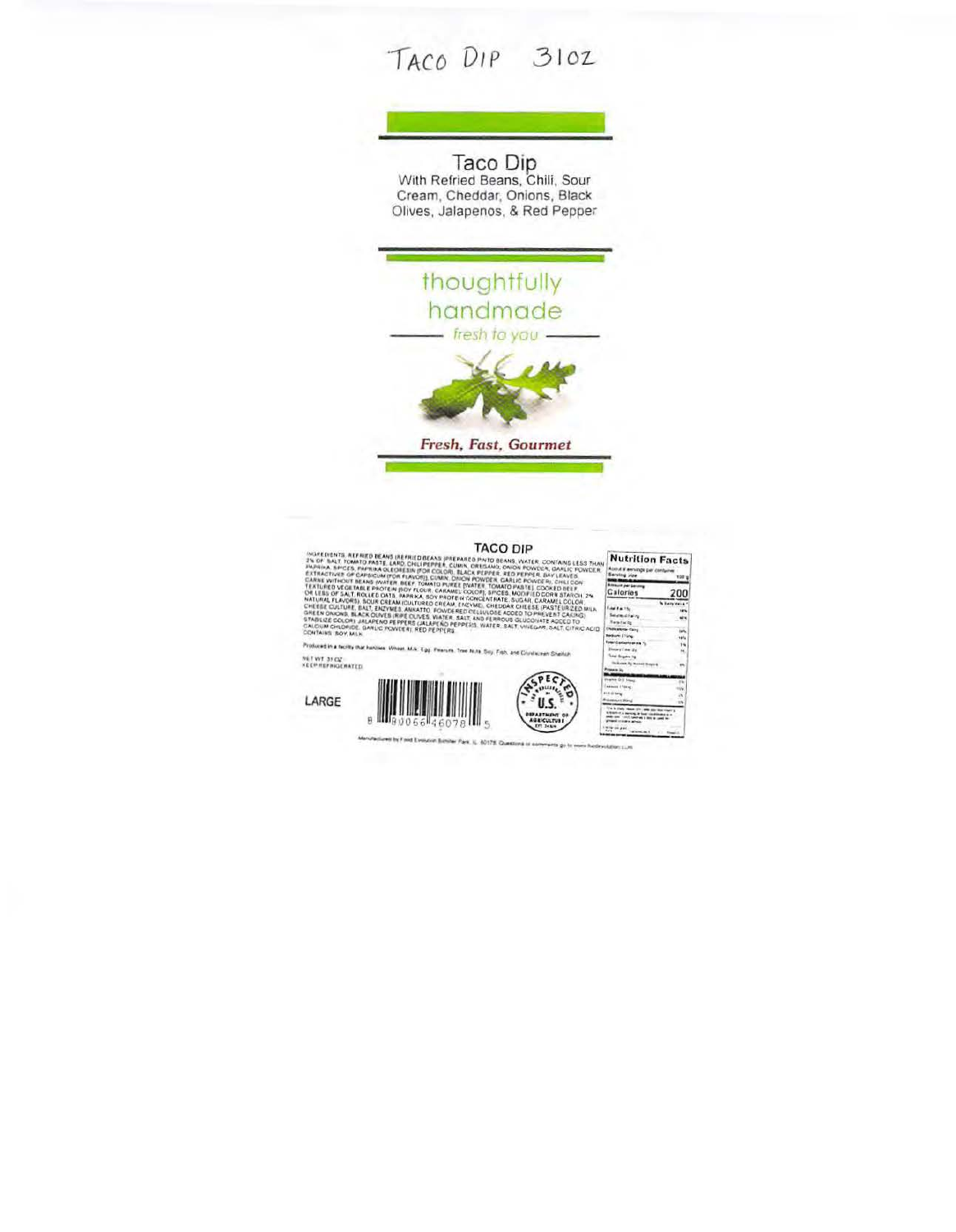TACO DIP 31OZ

# Taco Dip

With Refried Beans, Chili, Sour Cream, Cheddar, Onions, Black Olives, Jalapenos, & Red Pepper

thoughtfully handmade

— fresh to you —

*Fresh, Fast, Gourmet*

## TACO DIP

INGREDIENTS: REFRIED BEANS (REFRIED BEANS (PREPARED PINTO BEANS, WATER, CONTAINS LESS THAN 2% OF: SALT, TOMATO PASTE, LARD, CHILI PEPPER, CUMIN, OREGANO, ONION POWDER, GARLIC POWDER, PAPRIKA, SPICES, PAPRIKA OLEORESIN (FOR COLOR), BLACK PEPPER, RED PEPPER, BAY LEAVES, EXTRACTIVES OF CAPSICUM (FOR FLAVOR)), CUMIN, ONION POWDER, GARLIC POWDER), CHILI CON CARNE WITHOUT BEANS (WATER, BEEF, TOMATO PUREE (WATER, TOMATO PASTE), COOKED BEEF, TEXTURED VEGETABLE PROTEIN (SOY FLOUR, CARAMEL COLOR), SPICES, MODIFIED CORN STARCH, 2% OR LESS OF SALT, ROLLED OATS, PAPRIKA, SOY PROTEIN CONCENTRATE, SUGAR, CARAMEL COLOR, NATURAL FLAVORS), SOUR CREAM (CULTURED CREAM, ENZYME), CHEDDAR CHEESE (PASTEURIZED MILK, CHEESE CULTURE, SALT, ENZYMES, ANNATTO, POWDERED CELLULOSE ADDED TO PREVENT CAKING), GREEN ONIONS, BLACK OLIVES (RIPE OLIVES, WATER, SALT, AND FERROUS GLUCONATE ADDED TO STABILIZE COLOR), JALAPENO PEPPERS (JALAPEÑO PEPPERS, WATER, SALT, VINEGAR, SALT, CITRIC ACID, CALCIUM CHLORIDE, GARLIC POWDER), RED PEPPERS.

CONTAINS: SOY, MILK.

Produced in a facility that handles: Wheat, Milk, Egg, Peanuts, Tree Nuts, Soy, Fish, and Crustacean Shellfish

NET WT. 31 OZ
KEEP REFRIGERATED

LARGE

8 80066 46078 5

INSPECTED FOR WHOLESOMENESS BY U.S. DEPARTMENT OF AGRICULTURE EST. 34684

**Nutrition Facts**

Serving size 100 g

Calories 200

Manufactured by Food Evolution Schiller Park, IL 60176 Questions or comments go to www.foodevolution.com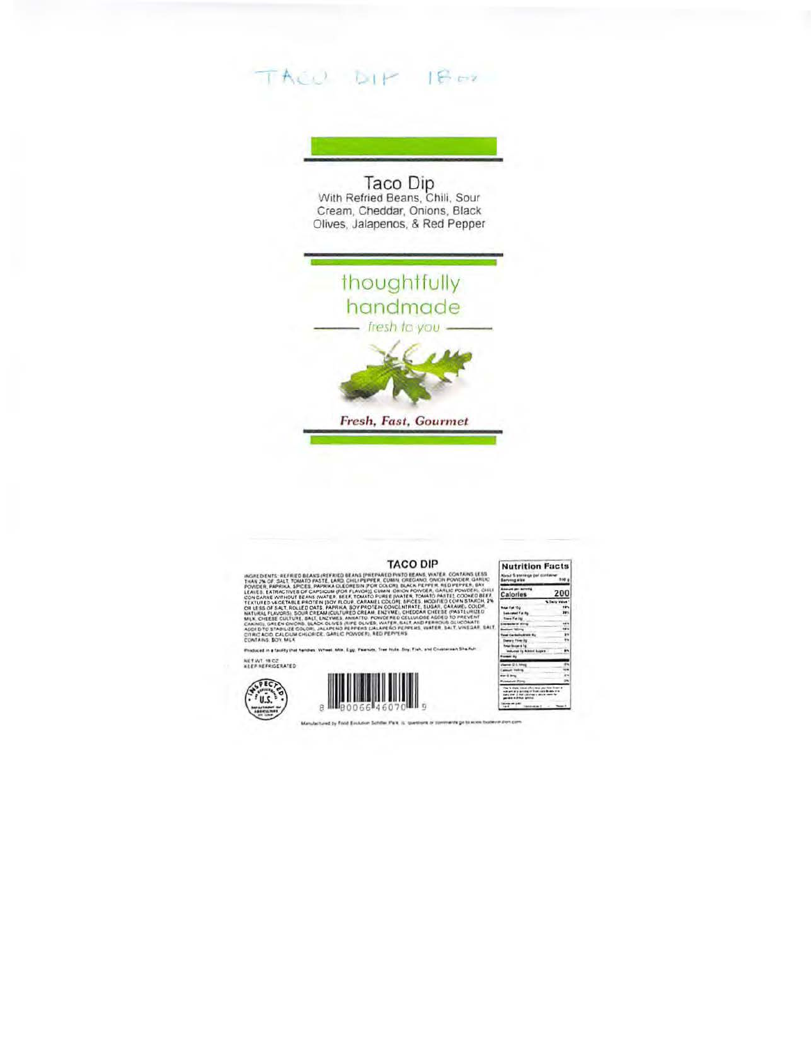TACO DIP 18 oz

# Taco Dip

With Refried Beans, Chili, Sour Cream, Cheddar, Onions, Black Olives, Jalapenos, & Red Pepper

thoughtfully handmade

*fresh to you*

***Fresh, Fast, Gourmet***

## TACO DIP

INGREDIENTS: REFRIED BEANS (REFRIED BEANS (PREPARED PINTO BEANS, WATER. CONTAINS LESS THAN 2% OF: SALT, TOMATO PASTE, LARD, CHILI PEPPER, CUMIN, OREGANO, ONION POWDER, GARLIC POWDER, PAPRIKA, SPICES, PAPRIKA OLEORESIN (FOR COLOR), BLACK PEPPER, RED PEPPER, BAY LEAVES, EXTRACTIVES OF CAPSICUM (FOR FLAVOR)), CUMIN, ONION POWDER, GARLIC POWDER), CHILI CON CARNE WITHOUT BEANS (WATER, BEEF, TOMATO PUREE (WATER, TOMATO PASTE), COOKED BEEF, TEXTURED VEGETABLE PROTEIN (SOY FLOUR, CARAMEL COLOR), SPICES, MODIFIED CORN STARCH, 2% OR LESS OF: SALT, ROLLED OATS, PAPRIKA, SOY PROTEIN CONCENTRATE, SUGAR, CARAMEL COLOR, NATURAL FLAVORS), SOUR CREAM (CULTURED CREAM, ENZYME), CHEDDAR CHEESE (PASTEURIZED MILK, CHEESE CULTURE, SALT, ENZYMES, ANNATTO, POWDERED CELLULOSE ADDED TO PREVENT CAKING), GREEN ONIONS, BLACK OLIVES (RIPE OLIVES, WATER, SALT, AND FERROUS GLUCONATE ADDED TO STABILIZE COLOR), JALAPENO PEPPERS (JALAPEÑO PEPPERS, WATER, SALT, VINEGAR, SALT, CITRIC ACID, CALCIUM CHLORIDE, GARLIC POWDER), RED PEPPERS.
CONTAINS: SOY, MILK

Produced in a facility that handles: Wheat, Milk, Egg, Peanuts, Tree Nuts, Soy, Fish, and Crustacean Shellfish.

NET WT. 18 OZ
KEEP REFRIGERATED

INSPECTED FOR WHOLESOMENESS BY U.S. DEPARTMENT OF AGRICULTURE

8 80066 46070 9

Manufactured by Food Evolution Schiller Park, IL. questions or comments go to www.foodevolution.com

**Nutrition Facts**

About 5 servings per container
Serving size 100 g

Amount per serving
**Calories 200**

% Daily Value*